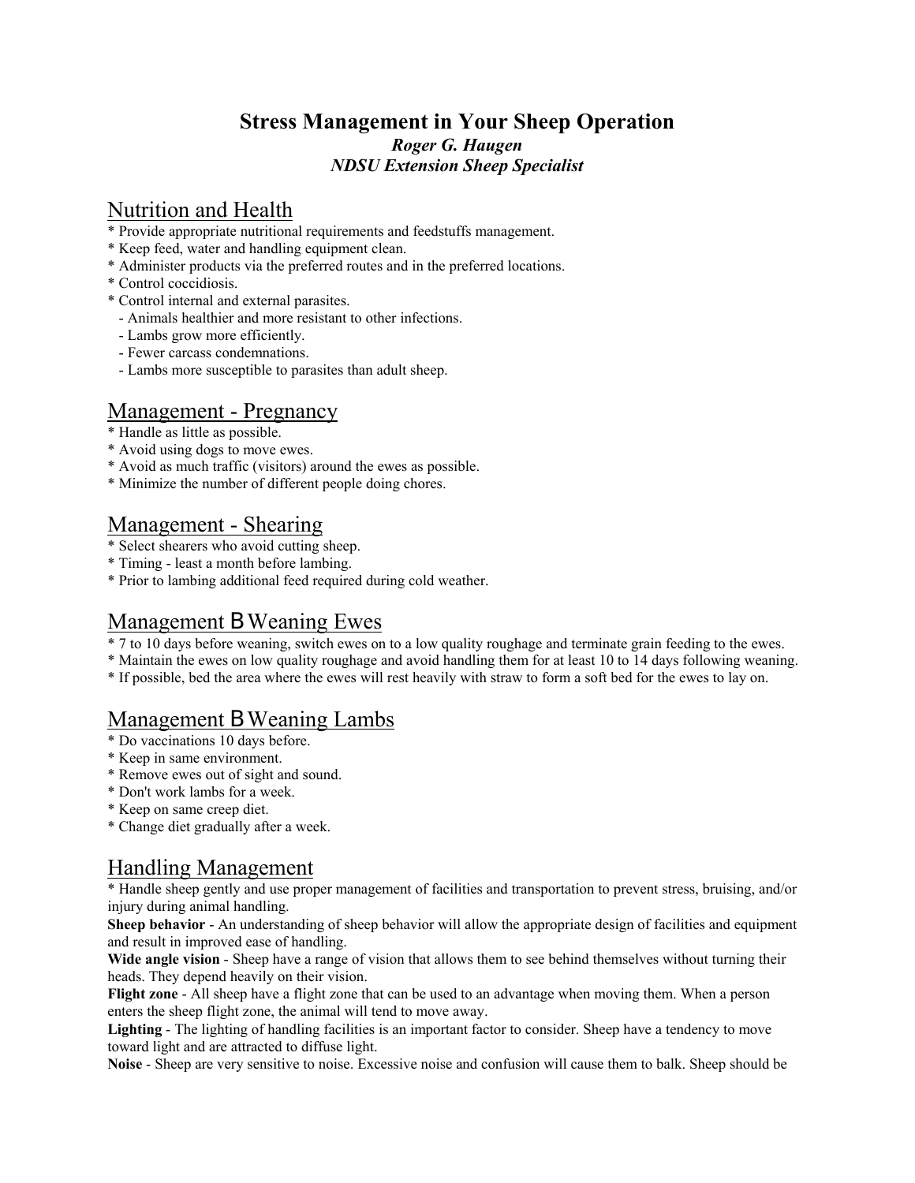# Stress Management in Your Sheep Operation

***Roger G. Haugen***
***NDSU Extension Sheep Specialist***

## Nutrition and Health

* Provide appropriate nutritional requirements and feedstuffs management.
* Keep feed, water and handling equipment clean.
* Administer products via the preferred routes and in the preferred locations.
* Control coccidiosis.
* Control internal and external parasites.
  - Animals healthier and more resistant to other infections.
  - Lambs grow more efficiently.
  - Fewer carcass condemnations.
  - Lambs more susceptible to parasites than adult sheep.

## Management - Pregnancy

* Handle as little as possible.
* Avoid using dogs to move ewes.
* Avoid as much traffic (visitors) around the ewes as possible.
* Minimize the number of different people doing chores.

## Management - Shearing

* Select shearers who avoid cutting sheep.
* Timing - least a month before lambing.
* Prior to lambing additional feed required during cold weather.

## Management B Weaning Ewes

* 7 to 10 days before weaning, switch ewes on to a low quality roughage and terminate grain feeding to the ewes.
* Maintain the ewes on low quality roughage and avoid handling them for at least 10 to 14 days following weaning.
* If possible, bed the area where the ewes will rest heavily with straw to form a soft bed for the ewes to lay on.

## Management B Weaning Lambs

* Do vaccinations 10 days before.
* Keep in same environment.
* Remove ewes out of sight and sound.
* Don't work lambs for a week.
* Keep on same creep diet.
* Change diet gradually after a week.

## Handling Management

* Handle sheep gently and use proper management of facilities and transportation to prevent stress, bruising, and/or injury during animal handling.

**Sheep behavior** - An understanding of sheep behavior will allow the appropriate design of facilities and equipment and result in improved ease of handling.

**Wide angle vision** - Sheep have a range of vision that allows them to see behind themselves without turning their heads. They depend heavily on their vision.

**Flight zone** - All sheep have a flight zone that can be used to an advantage when moving them. When a person enters the sheep flight zone, the animal will tend to move away.

**Lighting** - The lighting of handling facilities is an important factor to consider. Sheep have a tendency to move toward light and are attracted to diffuse light.

**Noise** - Sheep are very sensitive to noise. Excessive noise and confusion will cause them to balk. Sheep should be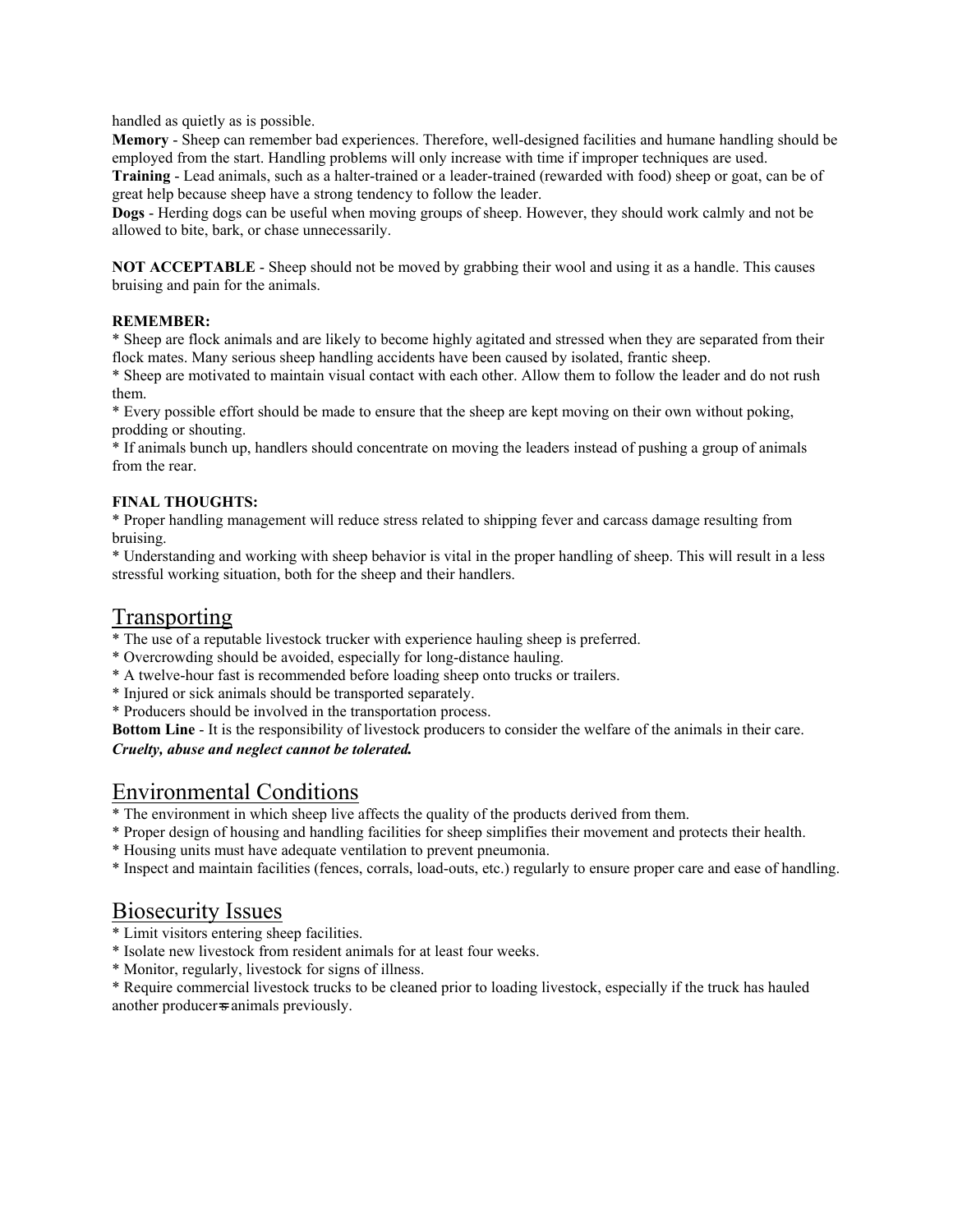handled as quietly as is possible.

**Memory** - Sheep can remember bad experiences. Therefore, well-designed facilities and humane handling should be employed from the start. Handling problems will only increase with time if improper techniques are used.

**Training** - Lead animals, such as a halter-trained or a leader-trained (rewarded with food) sheep or goat, can be of great help because sheep have a strong tendency to follow the leader.

**Dogs** - Herding dogs can be useful when moving groups of sheep. However, they should work calmly and not be allowed to bite, bark, or chase unnecessarily.

**NOT ACCEPTABLE** - Sheep should not be moved by grabbing their wool and using it as a handle. This causes bruising and pain for the animals.

**REMEMBER:**

* Sheep are flock animals and are likely to become highly agitated and stressed when they are separated from their flock mates. Many serious sheep handling accidents have been caused by isolated, frantic sheep.
* Sheep are motivated to maintain visual contact with each other. Allow them to follow the leader and do not rush them.
* Every possible effort should be made to ensure that the sheep are kept moving on their own without poking, prodding or shouting.
* If animals bunch up, handlers should concentrate on moving the leaders instead of pushing a group of animals from the rear.

**FINAL THOUGHTS:**

* Proper handling management will reduce stress related to shipping fever and carcass damage resulting from bruising.
* Understanding and working with sheep behavior is vital in the proper handling of sheep. This will result in a less stressful working situation, both for the sheep and their handlers.

## Transporting

* The use of a reputable livestock trucker with experience hauling sheep is preferred.
* Overcrowding should be avoided, especially for long-distance hauling.
* A twelve-hour fast is recommended before loading sheep onto trucks or trailers.
* Injured or sick animals should be transported separately.
* Producers should be involved in the transportation process.

**Bottom Line** - It is the responsibility of livestock producers to consider the welfare of the animals in their care. ***Cruelty, abuse and neglect cannot be tolerated.***

## Environmental Conditions

* The environment in which sheep live affects the quality of the products derived from them.
* Proper design of housing and handling facilities for sheep simplifies their movement and protects their health.
* Housing units must have adequate ventilation to prevent pneumonia.
* Inspect and maintain facilities (fences, corrals, load-outs, etc.) regularly to ensure proper care and ease of handling.

## Biosecurity Issues

* Limit visitors entering sheep facilities.
* Isolate new livestock from resident animals for at least four weeks.
* Monitor, regularly, livestock for signs of illness.
* Require commercial livestock trucks to be cleaned prior to loading livestock, especially if the truck has hauled another producer=s animals previously.